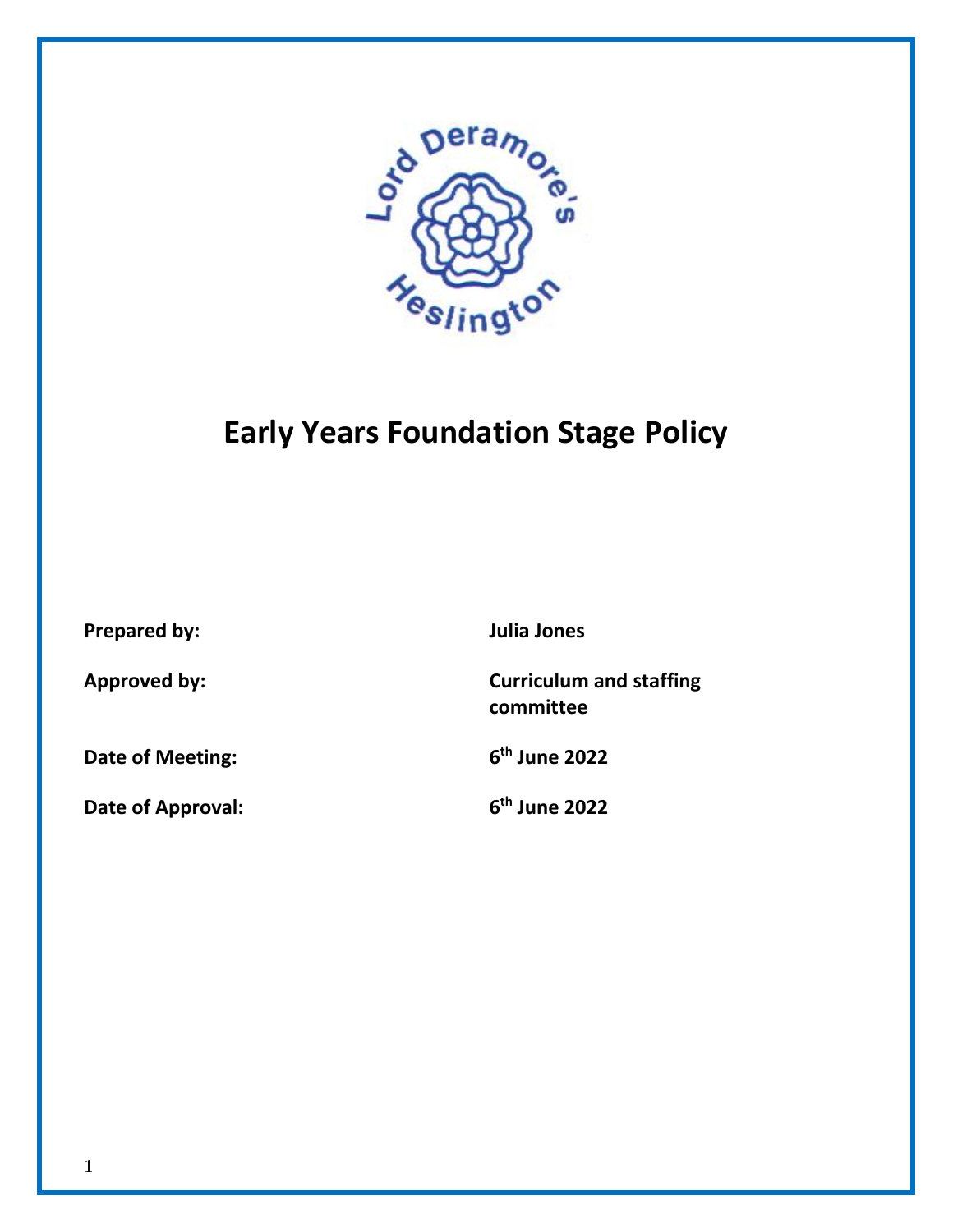# Early Years Foundation Stage Policy

| | |
|---|---|
| **Prepared by:** | **Julia Jones** |
| **Approved by:** | **Curriculum and staffing committee** |
| **Date of Meeting:** | **6th June 2022** |
| **Date of Approval:** | **6th June 2022** |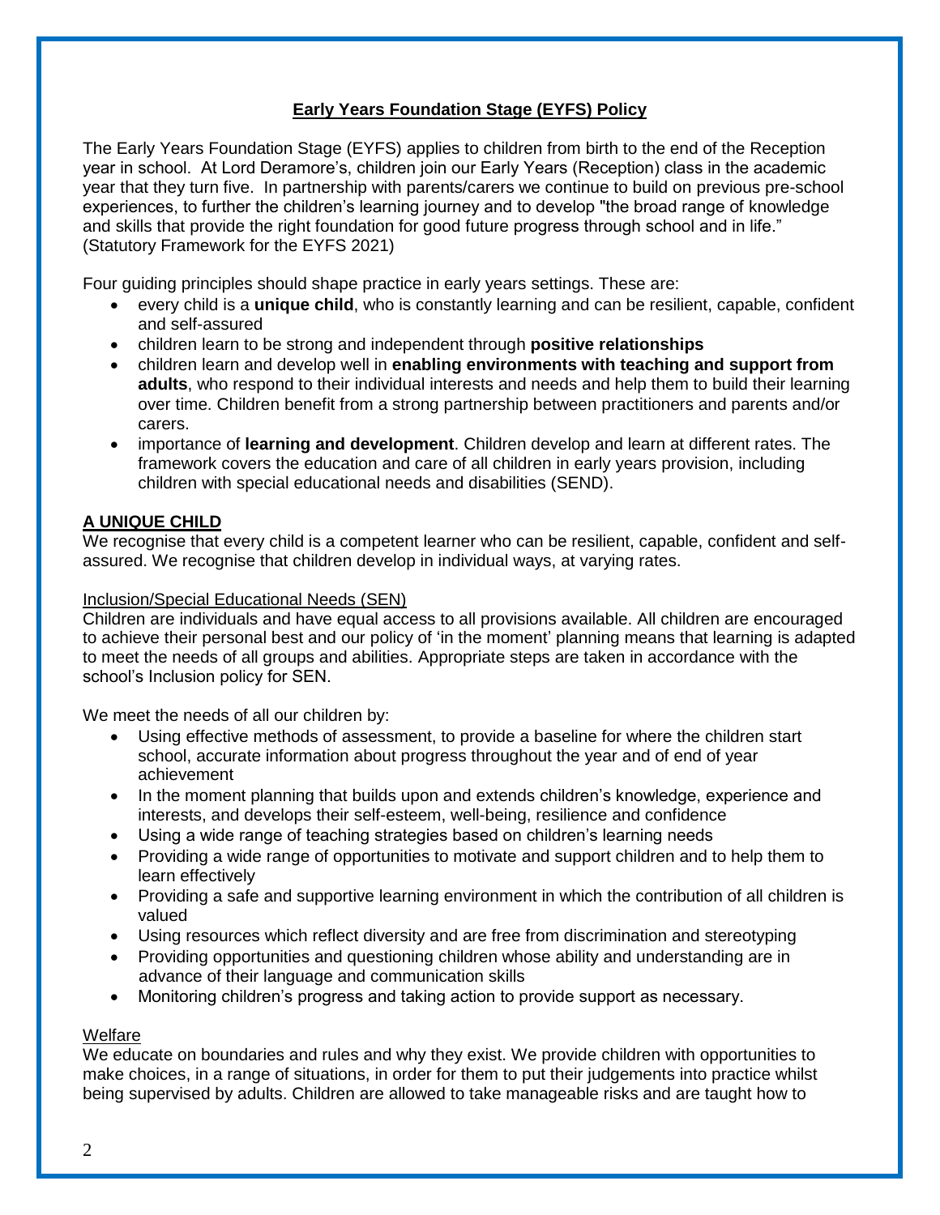## Early Years Foundation Stage (EYFS) Policy

The Early Years Foundation Stage (EYFS) applies to children from birth to the end of the Reception year in school. At Lord Deramore's, children join our Early Years (Reception) class in the academic year that they turn five. In partnership with parents/carers we continue to build on previous pre-school experiences, to further the children's learning journey and to develop "the broad range of knowledge and skills that provide the right foundation for good future progress through school and in life." (Statutory Framework for the EYFS 2021)

Four guiding principles should shape practice in early years settings. These are:

- every child is a **unique child**, who is constantly learning and can be resilient, capable, confident and self-assured
- children learn to be strong and independent through **positive relationships**
- children learn and develop well in **enabling environments with teaching and support from adults**, who respond to their individual interests and needs and help them to build their learning over time. Children benefit from a strong partnership between practitioners and parents and/or carers.
- importance of **learning and development**. Children develop and learn at different rates. The framework covers the education and care of all children in early years provision, including children with special educational needs and disabilities (SEND).

### A UNIQUE CHILD

We recognise that every child is a competent learner who can be resilient, capable, confident and self-assured. We recognise that children develop in individual ways, at varying rates.

#### Inclusion/Special Educational Needs (SEN)

Children are individuals and have equal access to all provisions available. All children are encouraged to achieve their personal best and our policy of 'in the moment' planning means that learning is adapted to meet the needs of all groups and abilities. Appropriate steps are taken in accordance with the school's Inclusion policy for SEN.

We meet the needs of all our children by:

- Using effective methods of assessment, to provide a baseline for where the children start school, accurate information about progress throughout the year and of end of year achievement
- In the moment planning that builds upon and extends children's knowledge, experience and interests, and develops their self-esteem, well-being, resilience and confidence
- Using a wide range of teaching strategies based on children's learning needs
- Providing a wide range of opportunities to motivate and support children and to help them to learn effectively
- Providing a safe and supportive learning environment in which the contribution of all children is valued
- Using resources which reflect diversity and are free from discrimination and stereotyping
- Providing opportunities and questioning children whose ability and understanding are in advance of their language and communication skills
- Monitoring children's progress and taking action to provide support as necessary.

#### Welfare

We educate on boundaries and rules and why they exist. We provide children with opportunities to make choices, in a range of situations, in order for them to put their judgements into practice whilst being supervised by adults. Children are allowed to take manageable risks and are taught how to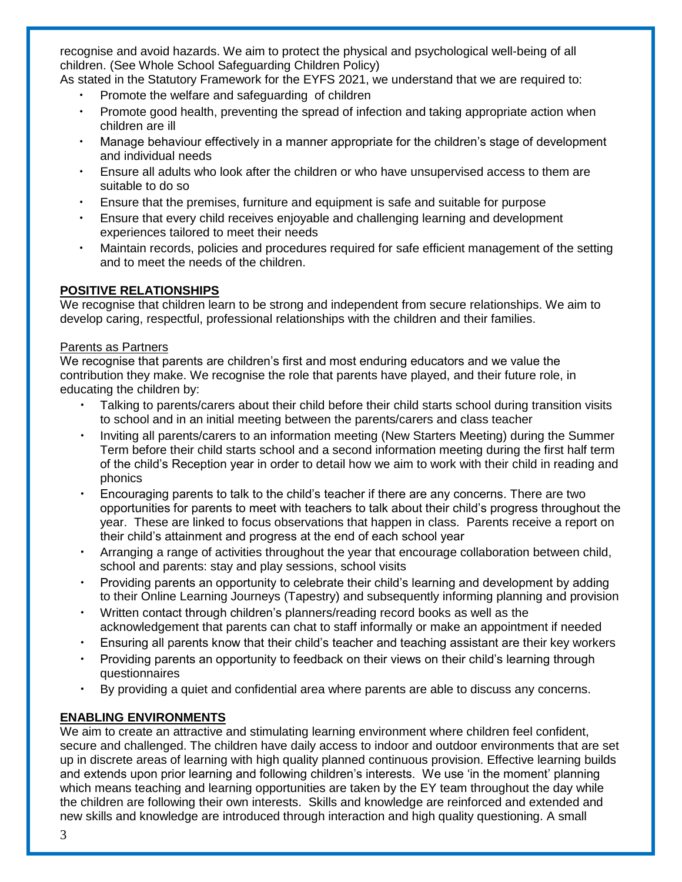recognise and avoid hazards. We aim to protect the physical and psychological well-being of all children. (See Whole School Safeguarding Children Policy)

As stated in the Statutory Framework for the EYFS 2021, we understand that we are required to:

- Promote the welfare and safeguarding of children
- Promote good health, preventing the spread of infection and taking appropriate action when children are ill
- Manage behaviour effectively in a manner appropriate for the children's stage of development and individual needs
- Ensure all adults who look after the children or who have unsupervised access to them are suitable to do so
- Ensure that the premises, furniture and equipment is safe and suitable for purpose
- Ensure that every child receives enjoyable and challenging learning and development experiences tailored to meet their needs
- Maintain records, policies and procedures required for safe efficient management of the setting and to meet the needs of the children.

## POSITIVE RELATIONSHIPS

We recognise that children learn to be strong and independent from secure relationships. We aim to develop caring, respectful, professional relationships with the children and their families.

### Parents as Partners

We recognise that parents are children's first and most enduring educators and we value the contribution they make. We recognise the role that parents have played, and their future role, in educating the children by:

- Talking to parents/carers about their child before their child starts school during transition visits to school and in an initial meeting between the parents/carers and class teacher
- Inviting all parents/carers to an information meeting (New Starters Meeting) during the Summer Term before their child starts school and a second information meeting during the first half term of the child's Reception year in order to detail how we aim to work with their child in reading and phonics
- Encouraging parents to talk to the child's teacher if there are any concerns. There are two opportunities for parents to meet with teachers to talk about their child's progress throughout the year. These are linked to focus observations that happen in class. Parents receive a report on their child's attainment and progress at the end of each school year
- Arranging a range of activities throughout the year that encourage collaboration between child, school and parents: stay and play sessions, school visits
- Providing parents an opportunity to celebrate their child's learning and development by adding to their Online Learning Journeys (Tapestry) and subsequently informing planning and provision
- Written contact through children's planners/reading record books as well as the acknowledgement that parents can chat to staff informally or make an appointment if needed
- Ensuring all parents know that their child's teacher and teaching assistant are their key workers
- Providing parents an opportunity to feedback on their views on their child's learning through questionnaires
- By providing a quiet and confidential area where parents are able to discuss any concerns.

## ENABLING ENVIRONMENTS

We aim to create an attractive and stimulating learning environment where children feel confident, secure and challenged. The children have daily access to indoor and outdoor environments that are set up in discrete areas of learning with high quality planned continuous provision. Effective learning builds and extends upon prior learning and following children's interests. We use 'in the moment' planning which means teaching and learning opportunities are taken by the EY team throughout the day while the children are following their own interests. Skills and knowledge are reinforced and extended and new skills and knowledge are introduced through interaction and high quality questioning. A small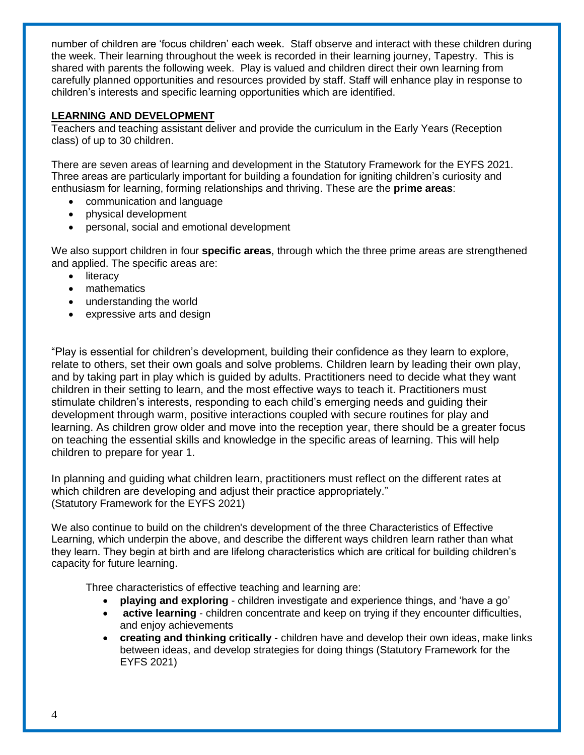number of children are 'focus children' each week. Staff observe and interact with these children during the week. Their learning throughout the week is recorded in their learning journey, Tapestry. This is shared with parents the following week. Play is valued and children direct their own learning from carefully planned opportunities and resources provided by staff. Staff will enhance play in response to children's interests and specific learning opportunities which are identified.

## LEARNING AND DEVELOPMENT

Teachers and teaching assistant deliver and provide the curriculum in the Early Years (Reception class) of up to 30 children.

There are seven areas of learning and development in the Statutory Framework for the EYFS 2021. Three areas are particularly important for building a foundation for igniting children's curiosity and enthusiasm for learning, forming relationships and thriving. These are the **prime areas**:

- communication and language
- physical development
- personal, social and emotional development

We also support children in four **specific areas**, through which the three prime areas are strengthened and applied. The specific areas are:

- literacy
- mathematics
- understanding the world
- expressive arts and design

"Play is essential for children's development, building their confidence as they learn to explore, relate to others, set their own goals and solve problems. Children learn by leading their own play, and by taking part in play which is guided by adults. Practitioners need to decide what they want children in their setting to learn, and the most effective ways to teach it. Practitioners must stimulate children's interests, responding to each child's emerging needs and guiding their development through warm, positive interactions coupled with secure routines for play and learning. As children grow older and move into the reception year, there should be a greater focus on teaching the essential skills and knowledge in the specific areas of learning. This will help children to prepare for year 1.

In planning and guiding what children learn, practitioners must reflect on the different rates at which children are developing and adjust their practice appropriately."
(Statutory Framework for the EYFS 2021)

We also continue to build on the children's development of the three Characteristics of Effective Learning, which underpin the above, and describe the different ways children learn rather than what they learn. They begin at birth and are lifelong characteristics which are critical for building children's capacity for future learning.

Three characteristics of effective teaching and learning are:

- **playing and exploring** - children investigate and experience things, and 'have a go'
- **active learning** - children concentrate and keep on trying if they encounter difficulties, and enjoy achievements
- **creating and thinking critically** - children have and develop their own ideas, make links between ideas, and develop strategies for doing things (Statutory Framework for the EYFS 2021)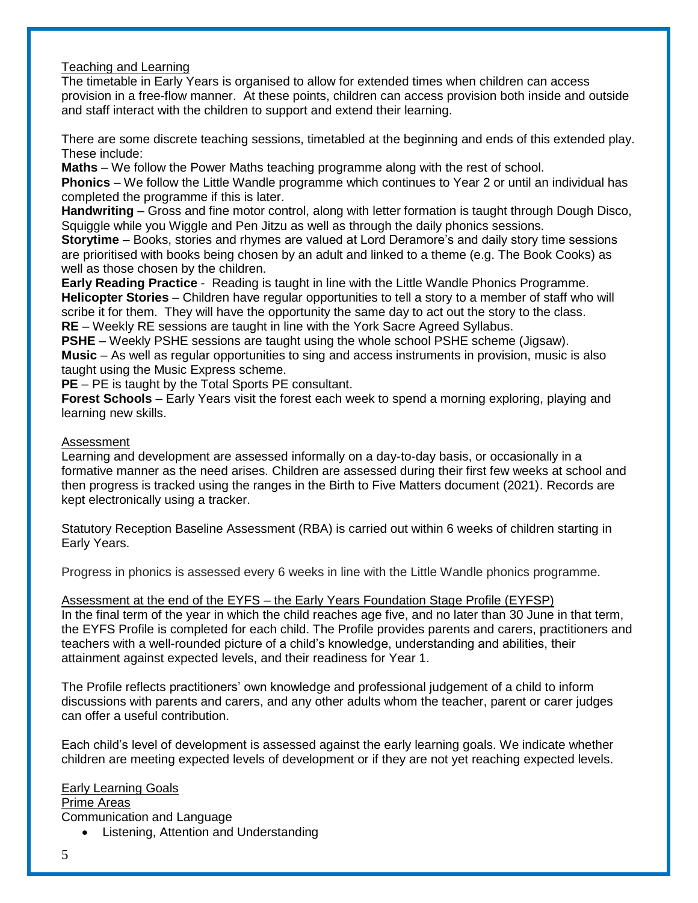## Teaching and Learning

The timetable in Early Years is organised to allow for extended times when children can access provision in a free-flow manner. At these points, children can access provision both inside and outside and staff interact with the children to support and extend their learning.

There are some discrete teaching sessions, timetabled at the beginning and ends of this extended play. These include:

**Maths** – We follow the Power Maths teaching programme along with the rest of school.
**Phonics** – We follow the Little Wandle programme which continues to Year 2 or until an individual has completed the programme if this is later.
**Handwriting** – Gross and fine motor control, along with letter formation is taught through Dough Disco, Squiggle while you Wiggle and Pen Jitzu as well as through the daily phonics sessions.
**Storytime** – Books, stories and rhymes are valued at Lord Deramore's and daily story time sessions are prioritised with books being chosen by an adult and linked to a theme (e.g. The Book Cooks) as well as those chosen by the children.
**Early Reading Practice** - Reading is taught in line with the Little Wandle Phonics Programme.
**Helicopter Stories** – Children have regular opportunities to tell a story to a member of staff who will scribe it for them. They will have the opportunity the same day to act out the story to the class.
**RE** – Weekly RE sessions are taught in line with the York Sacre Agreed Syllabus.
**PSHE** – Weekly PSHE sessions are taught using the whole school PSHE scheme (Jigsaw).
**Music** – As well as regular opportunities to sing and access instruments in provision, music is also taught using the Music Express scheme.
**PE** – PE is taught by the Total Sports PE consultant.
**Forest Schools** – Early Years visit the forest each week to spend a morning exploring, playing and learning new skills.

## Assessment

Learning and development are assessed informally on a day-to-day basis, or occasionally in a formative manner as the need arises. Children are assessed during their first few weeks at school and then progress is tracked using the ranges in the Birth to Five Matters document (2021). Records are kept electronically using a tracker.

Statutory Reception Baseline Assessment (RBA) is carried out within 6 weeks of children starting in Early Years.

Progress in phonics is assessed every 6 weeks in line with the Little Wandle phonics programme.

## Assessment at the end of the EYFS – the Early Years Foundation Stage Profile (EYFSP)

In the final term of the year in which the child reaches age five, and no later than 30 June in that term, the EYFS Profile is completed for each child. The Profile provides parents and carers, practitioners and teachers with a well-rounded picture of a child's knowledge, understanding and abilities, their attainment against expected levels, and their readiness for Year 1.

The Profile reflects practitioners' own knowledge and professional judgement of a child to inform discussions with parents and carers, and any other adults whom the teacher, parent or carer judges can offer a useful contribution.

Each child's level of development is assessed against the early learning goals. We indicate whether children are meeting expected levels of development or if they are not yet reaching expected levels.

## Early Learning Goals

### Prime Areas

Communication and Language

- Listening, Attention and Understanding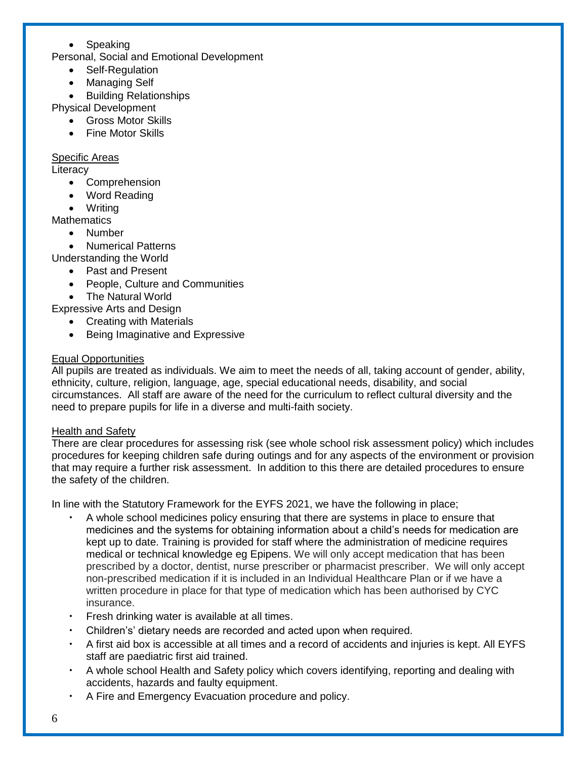- Speaking

Personal, Social and Emotional Development

- Self-Regulation
- Managing Self
- Building Relationships

Physical Development

- Gross Motor Skills
- Fine Motor Skills

<u>Specific Areas</u>

Literacy

- Comprehension
- Word Reading
- Writing

Mathematics

- Number
- Numerical Patterns

Understanding the World

- Past and Present
- People, Culture and Communities
- The Natural World

Expressive Arts and Design

- Creating with Materials
- Being Imaginative and Expressive

<u>Equal Opportunities</u>

All pupils are treated as individuals. We aim to meet the needs of all, taking account of gender, ability, ethnicity, culture, religion, language, age, special educational needs, disability, and social circumstances. All staff are aware of the need for the curriculum to reflect cultural diversity and the need to prepare pupils for life in a diverse and multi-faith society.

<u>Health and Safety</u>

There are clear procedures for assessing risk (see whole school risk assessment policy) which includes procedures for keeping children safe during outings and for any aspects of the environment or provision that may require a further risk assessment. In addition to this there are detailed procedures to ensure the safety of the children.

In line with the Statutory Framework for the EYFS 2021, we have the following in place;

- A whole school medicines policy ensuring that there are systems in place to ensure that medicines and the systems for obtaining information about a child's needs for medication are kept up to date. Training is provided for staff where the administration of medicine requires medical or technical knowledge eg Epipens. We will only accept medication that has been prescribed by a doctor, dentist, nurse prescriber or pharmacist prescriber. We will only accept non-prescribed medication if it is included in an Individual Healthcare Plan or if we have a written procedure in place for that type of medication which has been authorised by CYC insurance.
- Fresh drinking water is available at all times.
- Children's' dietary needs are recorded and acted upon when required.
- A first aid box is accessible at all times and a record of accidents and injuries is kept. All EYFS staff are paediatric first aid trained.
- A whole school Health and Safety policy which covers identifying, reporting and dealing with accidents, hazards and faulty equipment.
- A Fire and Emergency Evacuation procedure and policy.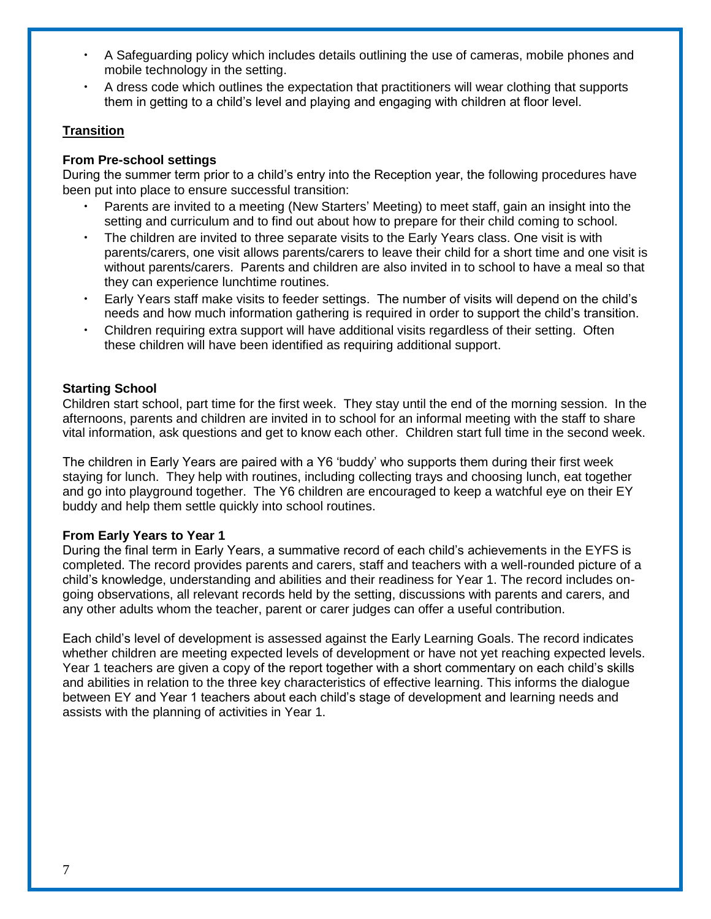- A Safeguarding policy which includes details outlining the use of cameras, mobile phones and mobile technology in the setting.
- A dress code which outlines the expectation that practitioners will wear clothing that supports them in getting to a child's level and playing and engaging with children at floor level.

## Transition

### From Pre-school settings

During the summer term prior to a child's entry into the Reception year, the following procedures have been put into place to ensure successful transition:

- Parents are invited to a meeting (New Starters' Meeting) to meet staff, gain an insight into the setting and curriculum and to find out about how to prepare for their child coming to school.
- The children are invited to three separate visits to the Early Years class. One visit is with parents/carers, one visit allows parents/carers to leave their child for a short time and one visit is without parents/carers. Parents and children are also invited in to school to have a meal so that they can experience lunchtime routines.
- Early Years staff make visits to feeder settings. The number of visits will depend on the child's needs and how much information gathering is required in order to support the child's transition.
- Children requiring extra support will have additional visits regardless of their setting. Often these children will have been identified as requiring additional support.

### Starting School

Children start school, part time for the first week. They stay until the end of the morning session. In the afternoons, parents and children are invited in to school for an informal meeting with the staff to share vital information, ask questions and get to know each other. Children start full time in the second week.

The children in Early Years are paired with a Y6 'buddy' who supports them during their first week staying for lunch. They help with routines, including collecting trays and choosing lunch, eat together and go into playground together. The Y6 children are encouraged to keep a watchful eye on their EY buddy and help them settle quickly into school routines.

### From Early Years to Year 1

During the final term in Early Years, a summative record of each child's achievements in the EYFS is completed. The record provides parents and carers, staff and teachers with a well-rounded picture of a child's knowledge, understanding and abilities and their readiness for Year 1. The record includes on-going observations, all relevant records held by the setting, discussions with parents and carers, and any other adults whom the teacher, parent or carer judges can offer a useful contribution.

Each child's level of development is assessed against the Early Learning Goals. The record indicates whether children are meeting expected levels of development or have not yet reaching expected levels. Year 1 teachers are given a copy of the report together with a short commentary on each child's skills and abilities in relation to the three key characteristics of effective learning. This informs the dialogue between EY and Year 1 teachers about each child's stage of development and learning needs and assists with the planning of activities in Year 1.